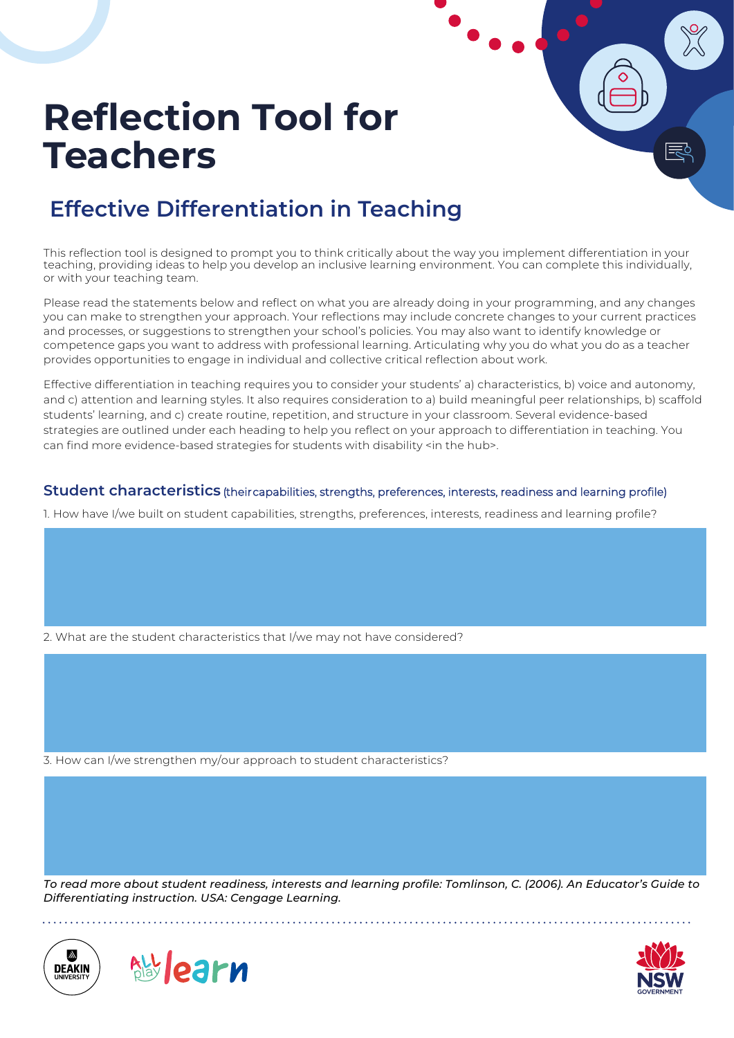# Reflection Tool for Teachers

## Effective Differentiation in Teaching

This reflection tool is designed to prompt you to think critically about the way you implement differentiation in your teaching, providing ideas to help you develop an inclusive learning environment. You can complete this individually, or with your teaching team.

Please read the statements below and reflect on what you are already doing in your programming, and any changes you can make to strengthen your approach. Your reflections may include concrete changes to your current practices and processes, or suggestions to strengthen your school's policies. You may also want to identify knowledge or competence gaps you want to address with professional learning. Articulating why you do what you do as a teacher provides opportunities to engage in individual and collective critical reflection about work.

Effective differentiation in teaching requires you to consider your students' a) characteristics, b) voice and autonomy, and c) attention and learning styles. It also requires consideration to a) build meaningful peer relationships, b) scaffold students' learning, and c) create routine, repetition, and structure in your classroom. Several evidence-based strategies are outlined under each heading to help you reflect on your approach to differentiation in teaching. You can find more evidence-based strategies for students with disability <in the hub>.

### Student characteristics (their capabilities, strengths, preferences, interests, readiness and learning profile)

1. How have I/we built on student capabilities, strengths, preferences, interests, readiness and learning profile?

2. What are the student characteristics that I/we may not have considered?

3. How can I/we strengthen my/our approach to student characteristics?

*To read more about student readiness, interests and learning profile: Tomlinson, C. (2006). An Educator's Guide to Differentiating instruction. USA: Cengage Learning.*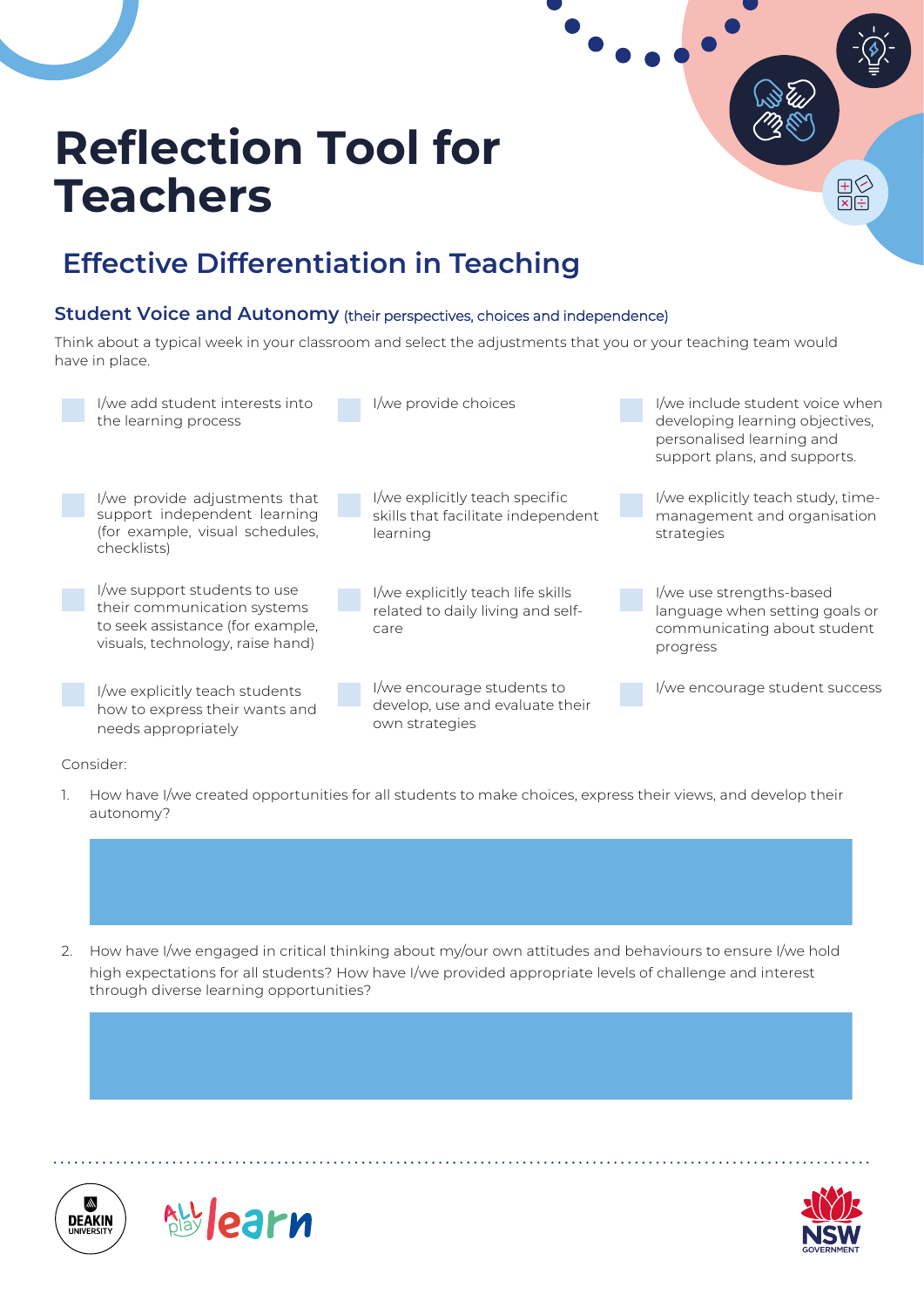# Reflection Tool for Teachers

## Effective Differentiation in Teaching

### Student Voice and Autonomy (their perspectives, choices and independence)

Think about a typical week in your classroom and select the adjustments that you or your teaching team would have in place.

- [ ] I/we add student interests into the learning process
- [ ] I/we provide choices
- [ ] I/we include student voice when developing learning objectives, personalised learning and support plans, and supports.
- [ ] I/we provide adjustments that support independent learning (for example, visual schedules, checklists)
- [ ] I/we explicitly teach specific skills that facilitate independent learning
- [ ] I/we explicitly teach study, time-management and organisation strategies
- [ ] I/we support students to use their communication systems to seek assistance (for example, visuals, technology, raise hand)
- [ ] I/we explicitly teach life skills related to daily living and self-care
- [ ] I/we use strengths-based language when setting goals or communicating about student progress
- [ ] I/we explicitly teach students how to express their wants and needs appropriately
- [ ] I/we encourage students to develop, use and evaluate their own strategies
- [ ] I/we encourage student success

Consider:

1. How have I/we created opportunities for all students to make choices, express their views, and develop their autonomy?

2. How have I/we engaged in critical thinking about my/our own attitudes and behaviours to ensure I/we hold high expectations for all students? How have I/we provided appropriate levels of challenge and interest through diverse learning opportunities?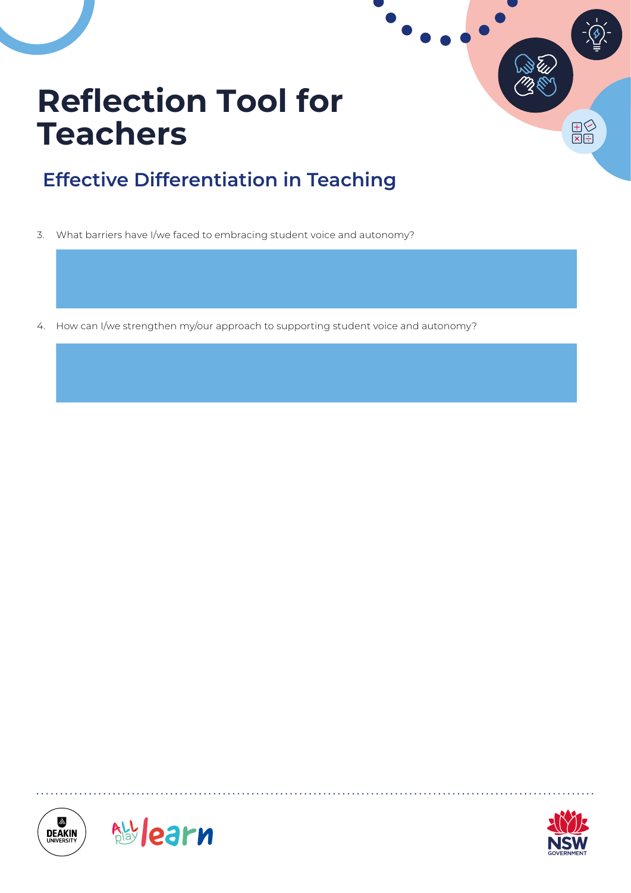# Reflection Tool for Teachers

## Effective Differentiation in Teaching

3. What barriers have I/we faced to embracing student voice and autonomy?

4. How can I/we strengthen my/our approach to supporting student voice and autonomy?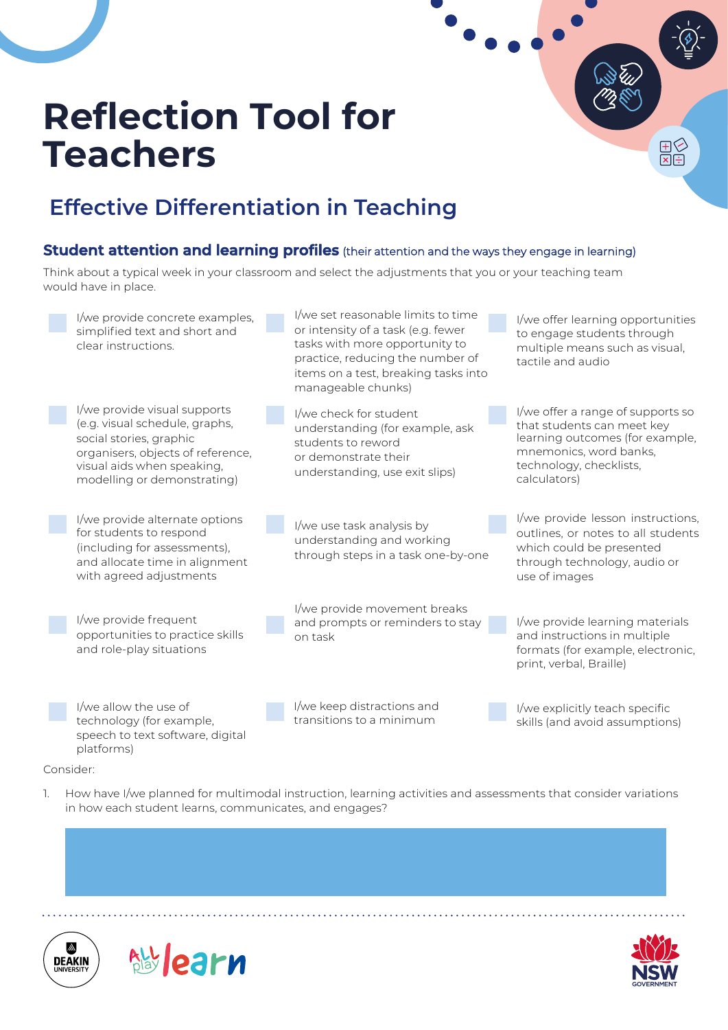# Reflection Tool for Teachers

## Effective Differentiation in Teaching

### Student attention and learning profiles (their attention and the ways they engage in learning)

Think about a typical week in your classroom and select the adjustments that you or your teaching team would have in place.

- ☐ I/we provide concrete examples, simplified text and short and clear instructions.
- ☐ I/we set reasonable limits to time or intensity of a task (e.g. fewer tasks with more opportunity to practice, reducing the number of items on a test, breaking tasks into manageable chunks)
- ☐ I/we offer learning opportunities to engage students through multiple means such as visual, tactile and audio
- ☐ I/we provide visual supports (e.g. visual schedule, graphs, social stories, graphic organisers, objects of reference, visual aids when speaking, modelling or demonstrating)
- ☐ I/we check for student understanding (for example, ask students to reword or demonstrate their understanding, use exit slips)
- ☐ I/we offer a range of supports so that students can meet key learning outcomes (for example, mnemonics, word banks, technology, checklists, calculators)
- ☐ I/we provide alternate options for students to respond (including for assessments), and allocate time in alignment with agreed adjustments
- ☐ I/we use task analysis by understanding and working through steps in a task one-by-one
- ☐ I/we provide lesson instructions, outlines, or notes to all students which could be presented through technology, audio or use of images
- ☐ I/we provide frequent opportunities to practice skills and role-play situations
- ☐ I/we provide movement breaks and prompts or reminders to stay on task
- ☐ I/we provide learning materials and instructions in multiple formats (for example, electronic, print, verbal, Braille)
- ☐ I/we allow the use of technology (for example, speech to text software, digital platforms)
- ☐ I/we keep distractions and transitions to a minimum
- ☐ I/we explicitly teach specific skills (and avoid assumptions)

Consider:

1. How have I/we planned for multimodal instruction, learning activities and assessments that consider variations in how each student learns, communicates, and engages?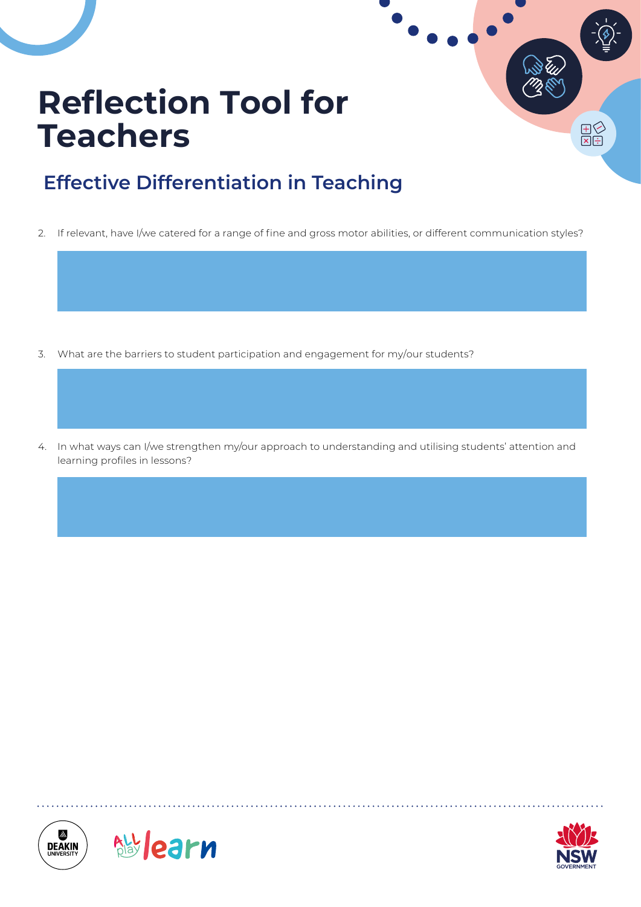# Reflection Tool for Teachers

## Effective Differentiation in Teaching

2. If relevant, have I/we catered for a range of fine and gross motor abilities, or different communication styles?

3. What are the barriers to student participation and engagement for my/our students?

4. In what ways can I/we strengthen my/our approach to understanding and utilising students' attention and learning profiles in lessons?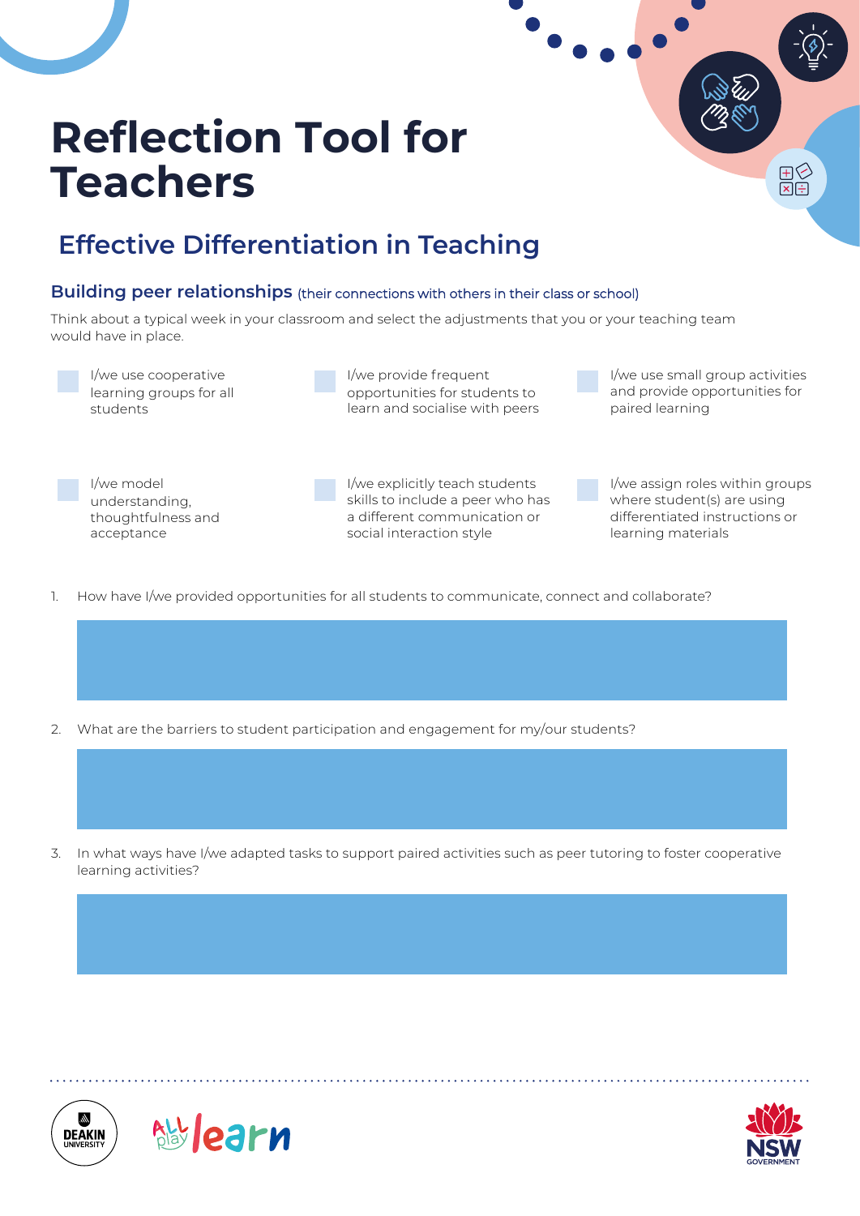# Reflection Tool for Teachers

## Effective Differentiation in Teaching

### Building peer relationships (their connections with others in their class or school)

Think about a typical week in your classroom and select the adjustments that you or your teaching team would have in place.

- [ ] I/we use cooperative learning groups for all students
- [ ] I/we provide frequent opportunities for students to learn and socialise with peers
- [ ] I/we use small group activities and provide opportunities for paired learning
- [ ] I/we model understanding, thoughtfulness and acceptance
- [ ] I/we explicitly teach students skills to include a peer who has a different communication or social interaction style
- [ ] I/we assign roles within groups where student(s) are using differentiated instructions or learning materials

1. How have I/we provided opportunities for all students to communicate, connect and collaborate?

2. What are the barriers to student participation and engagement for my/our students?

3. In what ways have I/we adapted tasks to support paired activities such as peer tutoring to foster cooperative learning activities?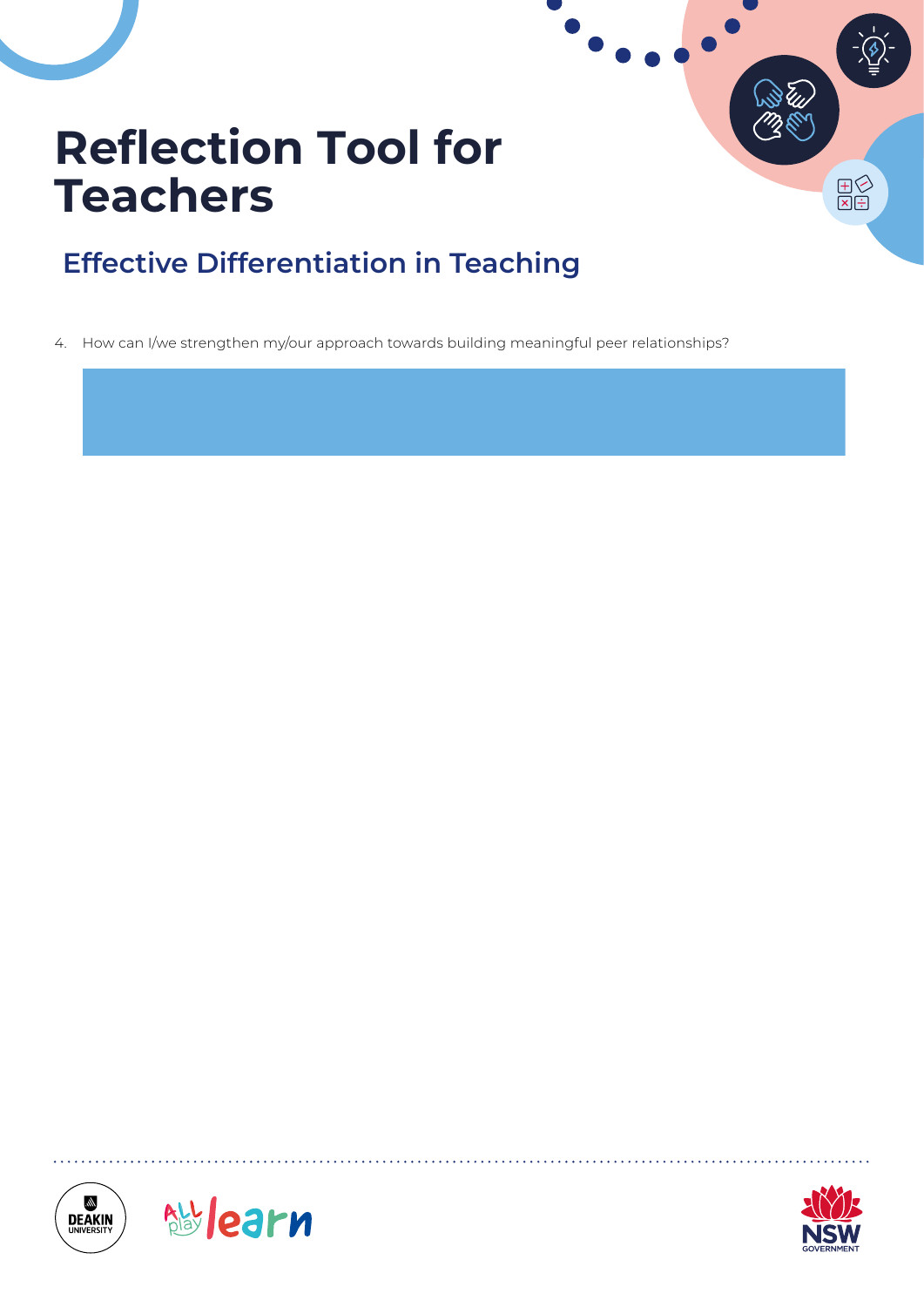# Reflection Tool for Teachers

## Effective Differentiation in Teaching

4. How can I/we strengthen my/our approach towards building meaningful peer relationships?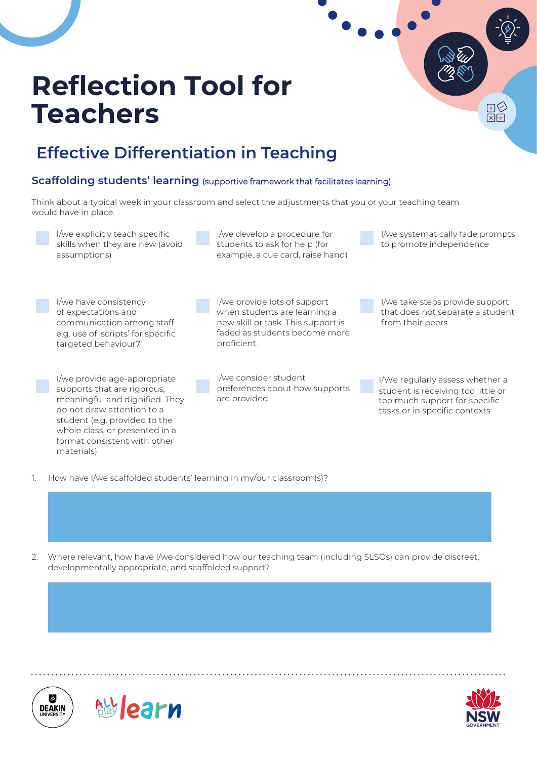# Reflection Tool for Teachers

## Effective Differentiation in Teaching

### Scaffolding students' learning (supportive framework that facilitates learning)

Think about a typical week in your classroom and select the adjustments that you or your teaching team would have in place.

- I/we explicitly teach specific skills when they are new (avoid assumptions)
- I/we develop a procedure for students to ask for help (for example, a cue card, raise hand)
- I/we systematically fade prompts to promote independence
- I/we have consistency of expectations and communication among staff e.g. use of 'scripts' for specific targeted behaviour7
- I/we provide lots of support when students are learning a new skill or task. This support is faded as students become more proficient.
- I/we take steps provide support that does not separate a student from their peers
- I/we provide age-appropriate supports that are rigorous, meaningful and dignified. They do not draw attention to a student (e.g. provided to the whole class, or presented in a format consistent with other materials)
- I/we consider student preferences about how supports are provided
- I/We regularly assess whether a student is receiving too little or too much support for specific tasks or in specific contexts

1. How have I/we scaffolded students' learning in my/our classroom(s)?

2. Where relevant, how have I/we considered how our teaching team (including SLSOs) can provide discreet, developmentally appropriate, and scaffolded support?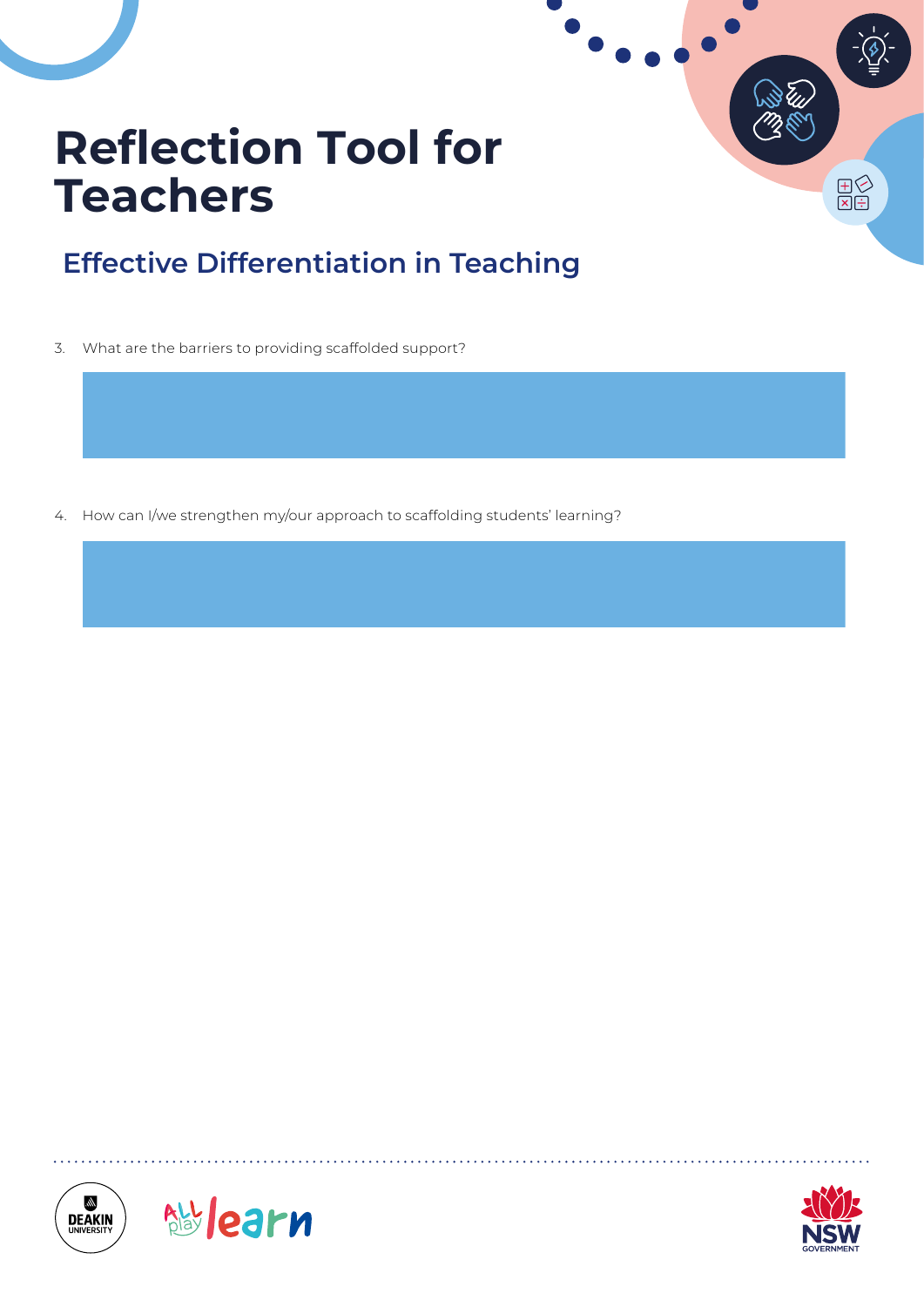# Reflection Tool for Teachers

## Effective Differentiation in Teaching

3. What are the barriers to providing scaffolded support?

4. How can I/we strengthen my/our approach to scaffolding students' learning?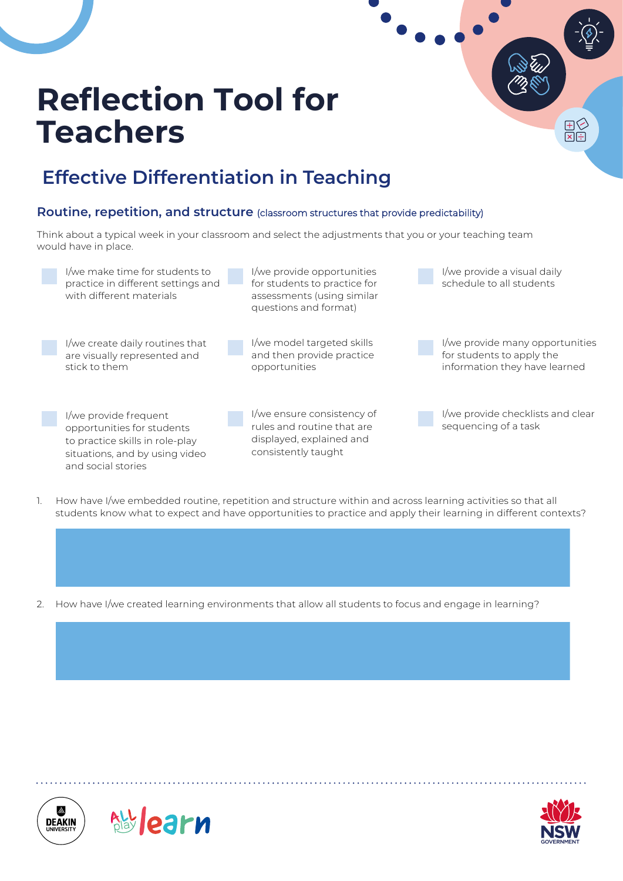# Reflection Tool for Teachers

## Effective Differentiation in Teaching

### Routine, repetition, and structure (classroom structures that provide predictability)

Think about a typical week in your classroom and select the adjustments that you or your teaching team would have in place.

- [ ] I/we make time for students to practice in different settings and with different materials
- [ ] I/we provide opportunities for students to practice for assessments (using similar questions and format)
- [ ] I/we provide a visual daily schedule to all students
- [ ] I/we create daily routines that are visually represented and stick to them
- [ ] I/we model targeted skills and then provide practice opportunities
- [ ] I/we provide many opportunities for students to apply the information they have learned
- [ ] I/we provide frequent opportunities for students to practice skills in role-play situations, and by using video and social stories
- [ ] I/we ensure consistency of rules and routine that are displayed, explained and consistently taught
- [ ] I/we provide checklists and clear sequencing of a task

1. How have I/we embedded routine, repetition and structure within and across learning activities so that all students know what to expect and have opportunities to practice and apply their learning in different contexts?

2. How have I/we created learning environments that allow all students to focus and engage in learning?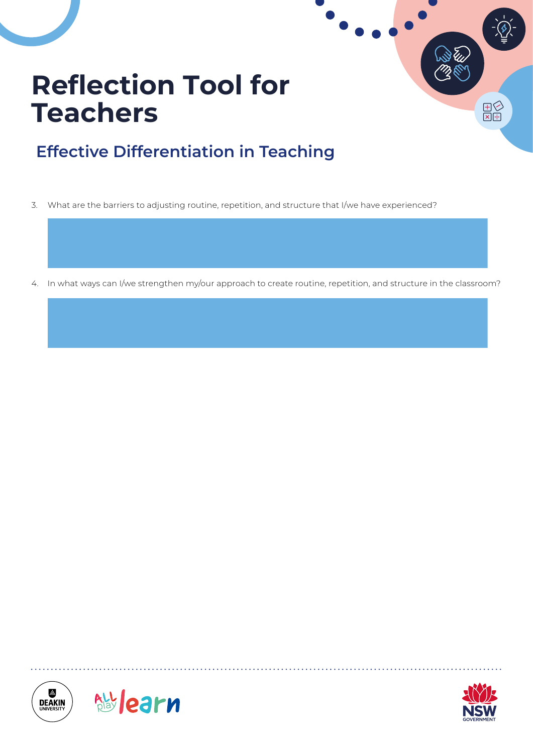# Reflection Tool for Teachers

## Effective Differentiation in Teaching

3. What are the barriers to adjusting routine, repetition, and structure that I/we have experienced?

4. In what ways can I/we strengthen my/our approach to create routine, repetition, and structure in the classroom?